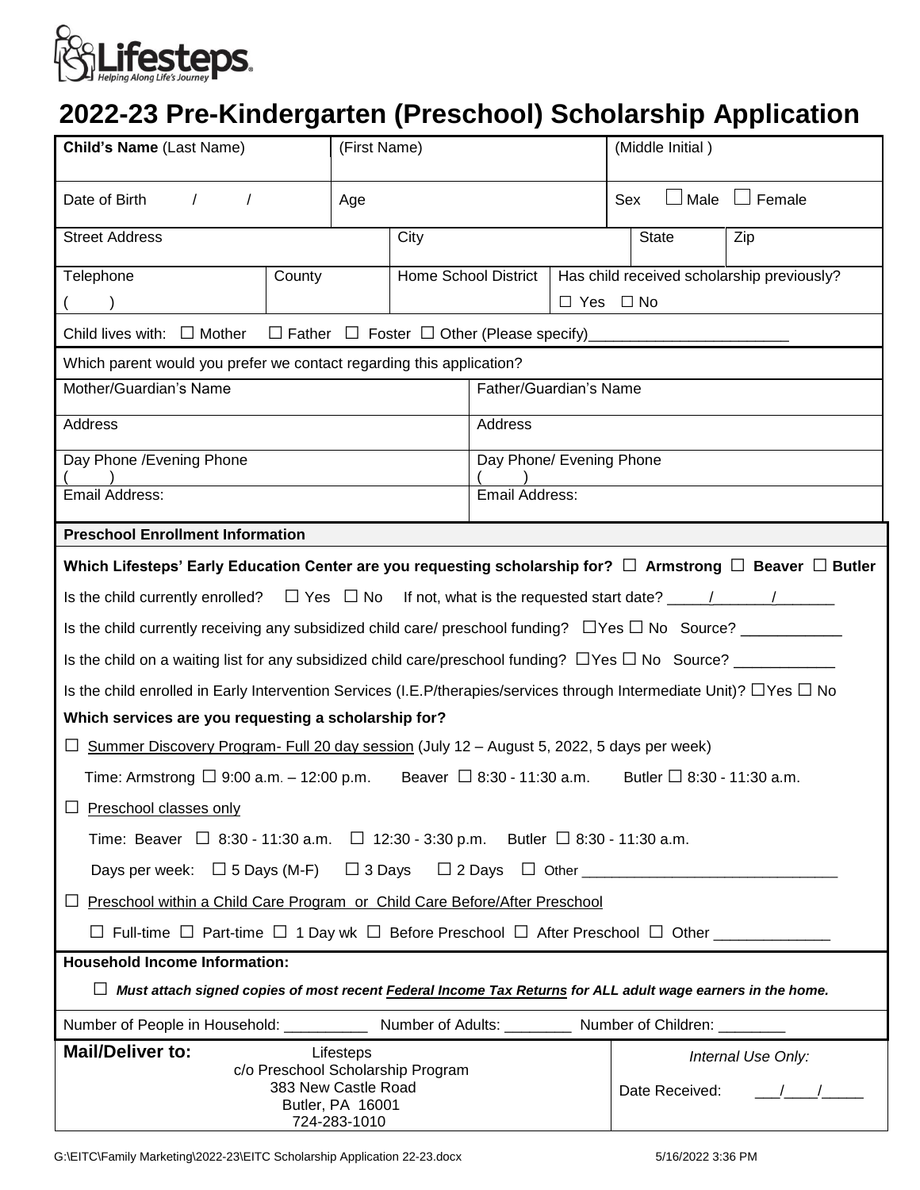# 2022-23 Pre-Kindergarten (Preschool) Scholarship Application

| **Child's Name** (Last Name) | (First Name) | (Middle Initial ) |
|---|---|---|
| Date of Birth / / | Age | Sex ☐ Male ☐ Female |

| Street Address | City | State | Zip |
|---|---|---|---|

| Telephone ( ) | County | Home School District | Has child received scholarship previously? ☐ Yes ☐ No |
|---|---|---|---|

Child lives with: ☐ Mother ☐ Father ☐ Foster ☐ Other (Please specify)________________________

Which parent would you prefer we contact regarding this application?

| Mother/Guardian's Name | Father/Guardian's Name |
|---|---|
| Address | Address |
| Day Phone /Evening Phone ( ) | Day Phone/ Evening Phone ( ) |
| Email Address: | Email Address: |

**Preschool Enrollment Information**

**Which Lifesteps' Early Education Center are you requesting scholarship for? ☐ Armstrong ☐ Beaver ☐ Butler**

Is the child currently enrolled? ☐ Yes ☐ No If not, what is the requested start date? _____/_______/_______

Is the child currently receiving any subsidized child care/ preschool funding? ☐Yes ☐ No Source? ____________

Is the child on a waiting list for any subsidized child care/preschool funding? ☐Yes ☐ No Source? ____________

Is the child enrolled in Early Intervention Services (I.E.P/therapies/services through Intermediate Unit)? ☐Yes ☐ No

**Which services are you requesting a scholarship for?**

☐ Summer Discovery Program- Full 20 day session (July 12 – August 5, 2022, 5 days per week)

Time: Armstrong ☐ 9:00 a.m. – 12:00 p.m. Beaver ☐ 8:30 - 11:30 a.m. Butler ☐ 8:30 - 11:30 a.m.

☐ Preschool classes only

Time: Beaver ☐ 8:30 - 11:30 a.m. ☐ 12:30 - 3:30 p.m. Butler ☐ 8:30 - 11:30 a.m.

Days per week: ☐ 5 Days (M-F) ☐ 3 Days ☐ 2 Days ☐ Other _______________________________

☐ Preschool within a Child Care Program or Child Care Before/After Preschool

☐ Full-time ☐ Part-time ☐ 1 Day wk ☐ Before Preschool ☐ After Preschool ☐ Other ______________

**Household Income Information:**

☐ ***Must attach signed copies of most recent Federal Income Tax Returns for ALL adult wage earners in the home.***

Number of People in Household: __________ Number of Adults: ________ Number of Children: ________

| **Mail/Deliver to:** Lifesteps<br>c/o Preschool Scholarship Program<br>383 New Castle Road<br>Butler, PA 16001<br>724-283-1010 | *Internal Use Only:*<br>Date Received: ___/____/_____ |
|---|---|

G:\EITC\Family Marketing\2022-23\EITC Scholarship Application 22-23.docx 5/16/2022 3:36 PM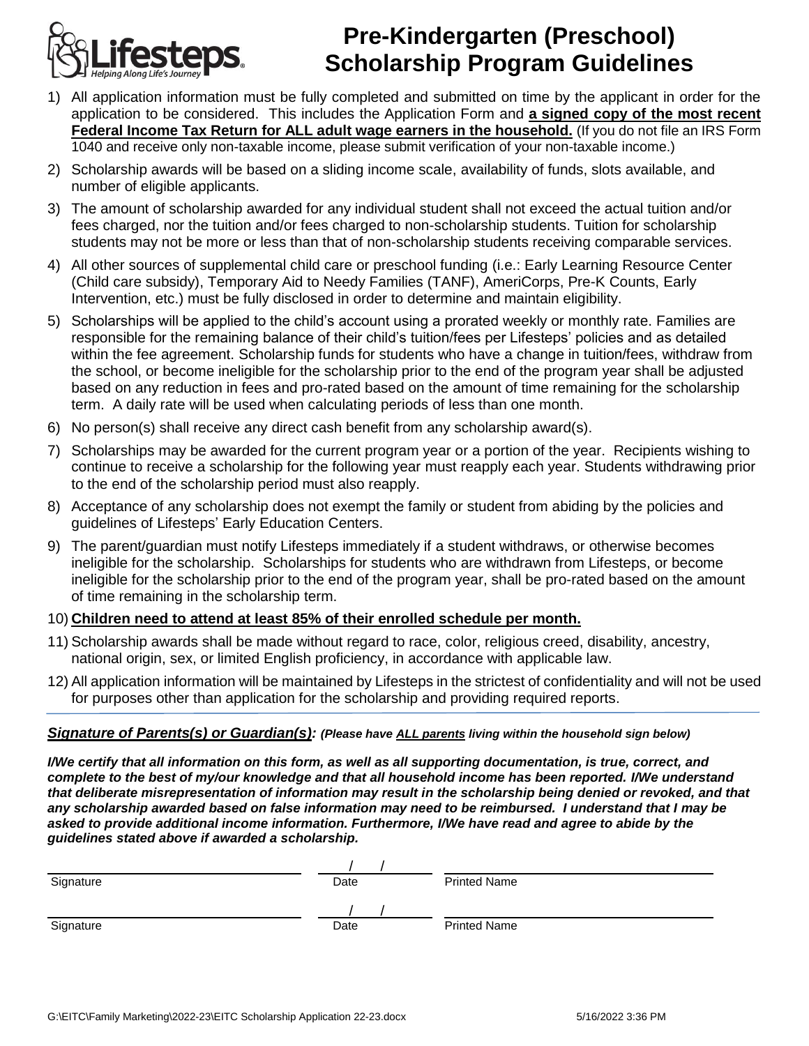# Pre-Kindergarten (Preschool) Scholarship Program Guidelines

1) All application information must be fully completed and submitted on time by the applicant in order for the application to be considered. This includes the Application Form and **a signed copy of the most recent Federal Income Tax Return for ALL adult wage earners in the household.** (If you do not file an IRS Form 1040 and receive only non-taxable income, please submit verification of your non-taxable income.)
2) Scholarship awards will be based on a sliding income scale, availability of funds, slots available, and number of eligible applicants.
3) The amount of scholarship awarded for any individual student shall not exceed the actual tuition and/or fees charged, nor the tuition and/or fees charged to non-scholarship students. Tuition for scholarship students may not be more or less than that of non-scholarship students receiving comparable services.
4) All other sources of supplemental child care or preschool funding (i.e.: Early Learning Resource Center (Child care subsidy), Temporary Aid to Needy Families (TANF), AmeriCorps, Pre-K Counts, Early Intervention, etc.) must be fully disclosed in order to determine and maintain eligibility.
5) Scholarships will be applied to the child's account using a prorated weekly or monthly rate. Families are responsible for the remaining balance of their child's tuition/fees per Lifesteps' policies and as detailed within the fee agreement. Scholarship funds for students who have a change in tuition/fees, withdraw from the school, or become ineligible for the scholarship prior to the end of the program year shall be adjusted based on any reduction in fees and pro-rated based on the amount of time remaining for the scholarship term. A daily rate will be used when calculating periods of less than one month.
6) No person(s) shall receive any direct cash benefit from any scholarship award(s).
7) Scholarships may be awarded for the current program year or a portion of the year. Recipients wishing to continue to receive a scholarship for the following year must reapply each year. Students withdrawing prior to the end of the scholarship period must also reapply.
8) Acceptance of any scholarship does not exempt the family or student from abiding by the policies and guidelines of Lifesteps' Early Education Centers.
9) The parent/guardian must notify Lifesteps immediately if a student withdraws, or otherwise becomes ineligible for the scholarship. Scholarships for students who are withdrawn from Lifesteps, or become ineligible for the scholarship prior to the end of the program year, shall be pro-rated based on the amount of time remaining in the scholarship term.
10) **Children need to attend at least 85% of their enrolled schedule per month.**
11) Scholarship awards shall be made without regard to race, color, religious creed, disability, ancestry, national origin, sex, or limited English proficiency, in accordance with applicable law.
12) All application information will be maintained by Lifesteps in the strictest of confidentiality and will not be used for purposes other than application for the scholarship and providing required reports.

***Signature of Parents(s) or Guardian(s):*** ***(Please have ALL parents living within the household sign below)***

***I/We certify that all information on this form, as well as all supporting documentation, is true, correct, and complete to the best of my/our knowledge and that all household income has been reported. I/We understand that deliberate misrepresentation of information may result in the scholarship being denied or revoked, and that any scholarship awarded based on false information may need to be reimbursed. I understand that I may be asked to provide additional income information. Furthermore, I/We have read and agree to abide by the guidelines stated above if awarded a scholarship.***

| | | |
|---|---|---|
| ____________________ | ___/___/___ | ____________________ |
| Signature | Date | Printed Name |
| ____________________ | ___/___/___ | ____________________ |
| Signature | Date | Printed Name |

G:\EITC\Family Marketing\2022-23\EITC Scholarship Application 22-23.docx 5/16/2022 3:36 PM